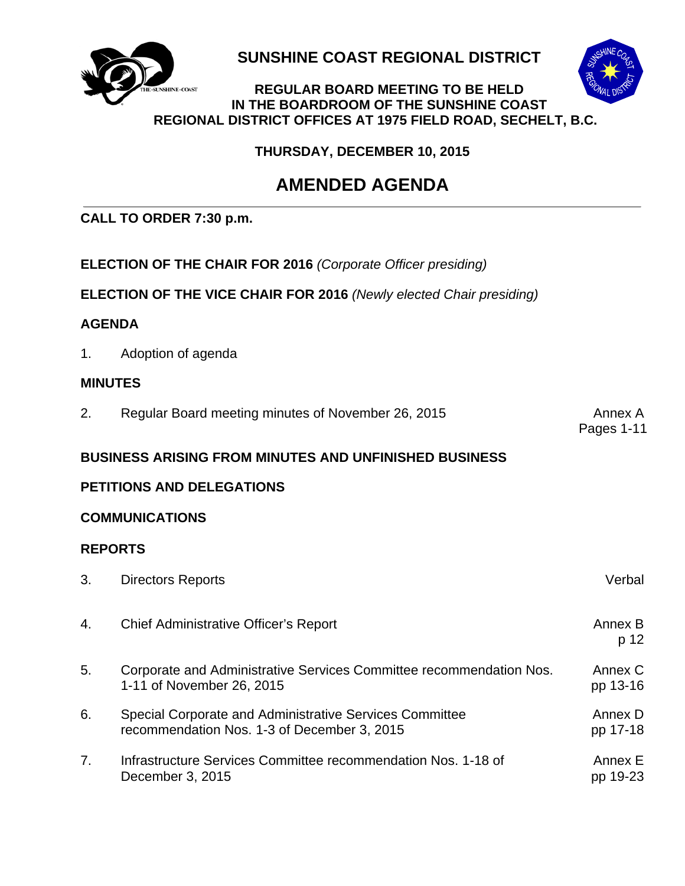# SUNSHINE COAST REGIONAL DISTRICT

**REGULAR BOARD MEETING TO BE HELD IN THE BOARDROOM OF THE SUNSHINE COAST REGIONAL DISTRICT OFFICES AT 1975 FIELD ROAD, SECHELT, B.C.**

**THURSDAY, DECEMBER 10, 2015**

## AMENDED AGENDA

**CALL TO ORDER 7:30 p.m.**

**ELECTION OF THE CHAIR FOR 2016** *(Corporate Officer presiding)*

**ELECTION OF THE VICE CHAIR FOR 2016** *(Newly elected Chair presiding)*

**AGENDA**

| | | |
|---|---|---|
| 1. | Adoption of agenda | |

**MINUTES**

| | | |
|---|---|---|
| 2. | Regular Board meeting minutes of November 26, 2015 | Annex A Pages 1-11 |

**BUSINESS ARISING FROM MINUTES AND UNFINISHED BUSINESS**

**PETITIONS AND DELEGATIONS**

**COMMUNICATIONS**

**REPORTS**

| | | |
|---|---|---|
| 3. | Directors Reports | Verbal |
| 4. | Chief Administrative Officer's Report | Annex B p 12 |
| 5. | Corporate and Administrative Services Committee recommendation Nos. 1-11 of November 26, 2015 | Annex C pp 13-16 |
| 6. | Special Corporate and Administrative Services Committee recommendation Nos. 1-3 of December 3, 2015 | Annex D pp 17-18 |
| 7. | Infrastructure Services Committee recommendation Nos. 1-18 of December 3, 2015 | Annex E pp 19-23 |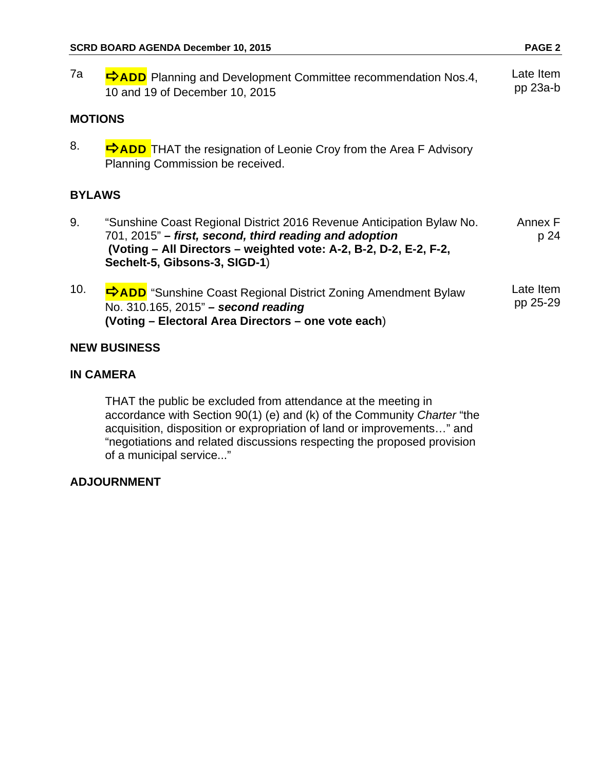7a **➪ADD** Planning and Development Committee recommendation Nos.4, 10 and 19 of December 10, 2015 — Late Item pp 23a-b

## MOTIONS

8. **➪ADD** THAT the resignation of Leonie Croy from the Area F Advisory Planning Commission be received.

## BYLAWS

9. "Sunshine Coast Regional District 2016 Revenue Anticipation Bylaw No. 701, 2015" **– *first, second, third reading and adoption***
**(Voting – All Directors – weighted vote: A-2, B-2, D-2, E-2, F-2, Sechelt-5, Gibsons-3, SIGD-1**) — Annex F p 24

10. **➪ADD** "Sunshine Coast Regional District Zoning Amendment Bylaw No. 310.165, 2015" **– *second reading***
**(Voting – Electoral Area Directors – one vote each**) — Late Item pp 25-29

## NEW BUSINESS

## IN CAMERA

THAT the public be excluded from attendance at the meeting in accordance with Section 90(1) (e) and (k) of the Community *Charter* "the acquisition, disposition or expropriation of land or improvements…" and "negotiations and related discussions respecting the proposed provision of a municipal service..."

## ADJOURNMENT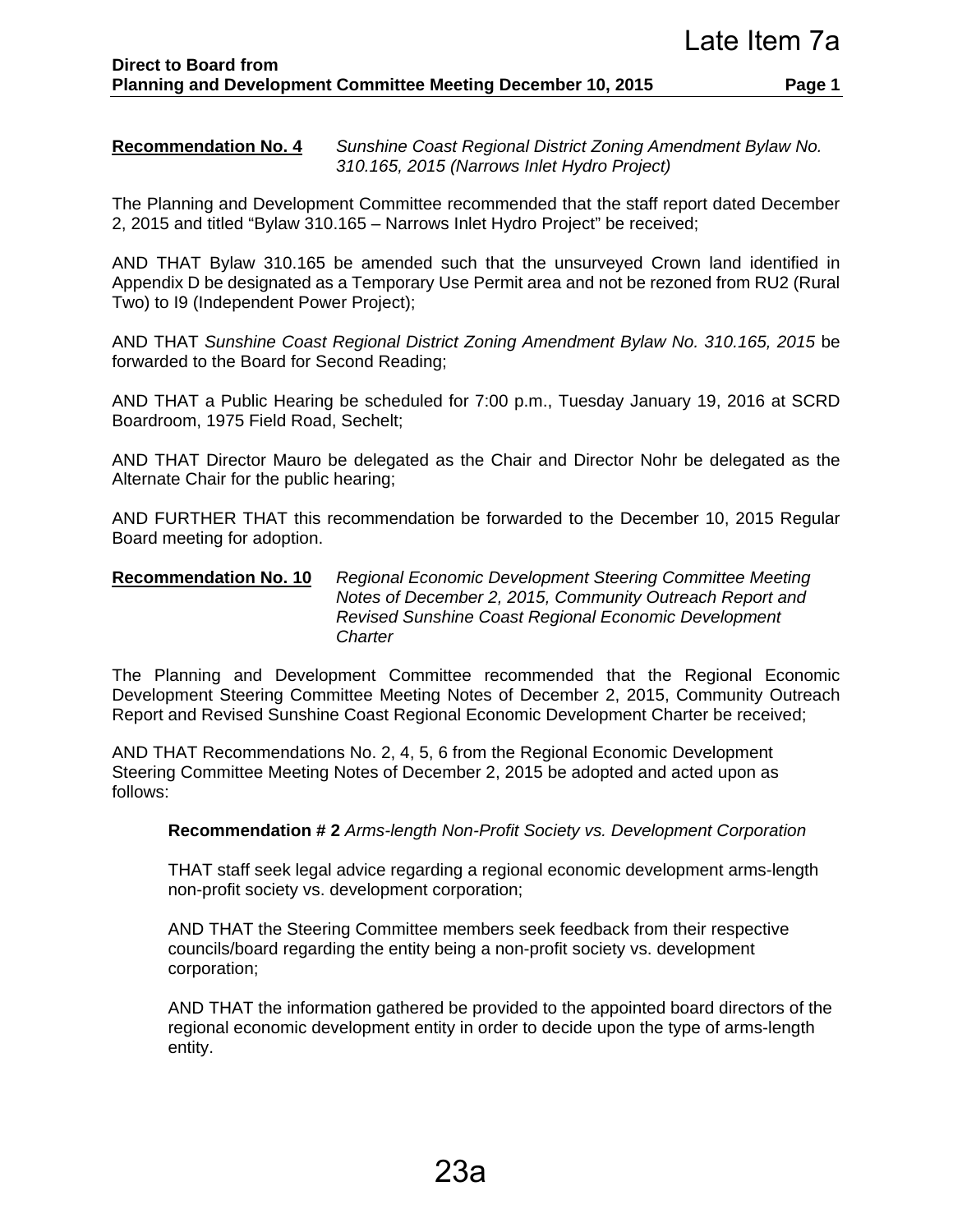Late Item 7a

**Direct to Board from Planning and Development Committee Meeting December 10, 2015**

**Recommendation No. 4** *Sunshine Coast Regional District Zoning Amendment Bylaw No. 310.165, 2015 (Narrows Inlet Hydro Project)*

The Planning and Development Committee recommended that the staff report dated December 2, 2015 and titled "Bylaw 310.165 – Narrows Inlet Hydro Project" be received;

AND THAT Bylaw 310.165 be amended such that the unsurveyed Crown land identified in Appendix D be designated as a Temporary Use Permit area and not be rezoned from RU2 (Rural Two) to I9 (Independent Power Project);

AND THAT *Sunshine Coast Regional District Zoning Amendment Bylaw No. 310.165, 2015* be forwarded to the Board for Second Reading;

AND THAT a Public Hearing be scheduled for 7:00 p.m., Tuesday January 19, 2016 at SCRD Boardroom, 1975 Field Road, Sechelt;

AND THAT Director Mauro be delegated as the Chair and Director Nohr be delegated as the Alternate Chair for the public hearing;

AND FURTHER THAT this recommendation be forwarded to the December 10, 2015 Regular Board meeting for adoption.

**Recommendation No. 10** *Regional Economic Development Steering Committee Meeting Notes of December 2, 2015, Community Outreach Report and Revised Sunshine Coast Regional Economic Development Charter*

The Planning and Development Committee recommended that the Regional Economic Development Steering Committee Meeting Notes of December 2, 2015, Community Outreach Report and Revised Sunshine Coast Regional Economic Development Charter be received;

AND THAT Recommendations No. 2, 4, 5, 6 from the Regional Economic Development Steering Committee Meeting Notes of December 2, 2015 be adopted and acted upon as follows:

> **Recommendation # 2** *Arms-length Non-Profit Society vs. Development Corporation*
>
> THAT staff seek legal advice regarding a regional economic development arms-length non-profit society vs. development corporation;
>
> AND THAT the Steering Committee members seek feedback from their respective councils/board regarding the entity being a non-profit society vs. development corporation;
>
> AND THAT the information gathered be provided to the appointed board directors of the regional economic development entity in order to decide upon the type of arms-length entity.

23a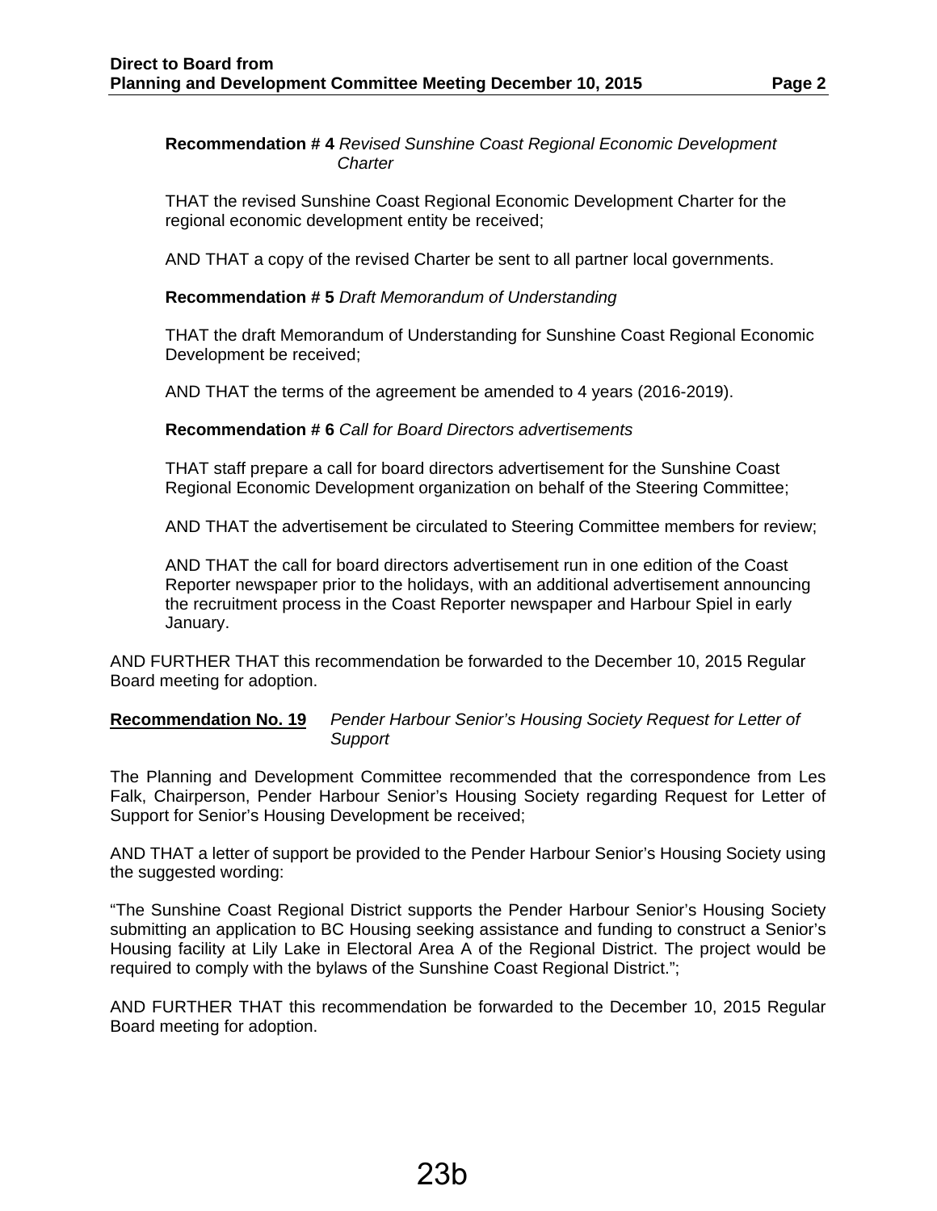**Recommendation # 4** *Revised Sunshine Coast Regional Economic Development Charter*

THAT the revised Sunshine Coast Regional Economic Development Charter for the regional economic development entity be received;

AND THAT a copy of the revised Charter be sent to all partner local governments.

**Recommendation # 5** *Draft Memorandum of Understanding*

THAT the draft Memorandum of Understanding for Sunshine Coast Regional Economic Development be received;

AND THAT the terms of the agreement be amended to 4 years (2016-2019).

**Recommendation # 6** *Call for Board Directors advertisements*

THAT staff prepare a call for board directors advertisement for the Sunshine Coast Regional Economic Development organization on behalf of the Steering Committee;

AND THAT the advertisement be circulated to Steering Committee members for review;

AND THAT the call for board directors advertisement run in one edition of the Coast Reporter newspaper prior to the holidays, with an additional advertisement announcing the recruitment process in the Coast Reporter newspaper and Harbour Spiel in early January.

AND FURTHER THAT this recommendation be forwarded to the December 10, 2015 Regular Board meeting for adoption.

**Recommendation No. 19** *Pender Harbour Senior's Housing Society Request for Letter of Support*

The Planning and Development Committee recommended that the correspondence from Les Falk, Chairperson, Pender Harbour Senior's Housing Society regarding Request for Letter of Support for Senior's Housing Development be received;

AND THAT a letter of support be provided to the Pender Harbour Senior's Housing Society using the suggested wording:

"The Sunshine Coast Regional District supports the Pender Harbour Senior's Housing Society submitting an application to BC Housing seeking assistance and funding to construct a Senior's Housing facility at Lily Lake in Electoral Area A of the Regional District. The project would be required to comply with the bylaws of the Sunshine Coast Regional District.";

AND FURTHER THAT this recommendation be forwarded to the December 10, 2015 Regular Board meeting for adoption.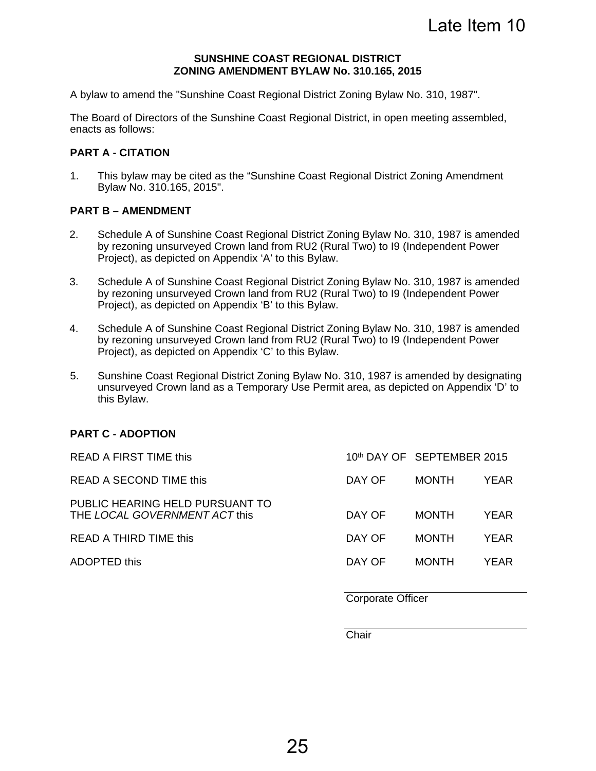Late Item 10

**SUNSHINE COAST REGIONAL DISTRICT**
**ZONING AMENDMENT BYLAW No. 310.165, 2015**

A bylaw to amend the "Sunshine Coast Regional District Zoning Bylaw No. 310, 1987".

The Board of Directors of the Sunshine Coast Regional District, in open meeting assembled, enacts as follows:

**PART A - CITATION**

1. This bylaw may be cited as the "Sunshine Coast Regional District Zoning Amendment Bylaw No. 310.165, 2015".

**PART B – AMENDMENT**

2. Schedule A of Sunshine Coast Regional District Zoning Bylaw No. 310, 1987 is amended by rezoning unsurveyed Crown land from RU2 (Rural Two) to I9 (Independent Power Project), as depicted on Appendix 'A' to this Bylaw.

3. Schedule A of Sunshine Coast Regional District Zoning Bylaw No. 310, 1987 is amended by rezoning unsurveyed Crown land from RU2 (Rural Two) to I9 (Independent Power Project), as depicted on Appendix 'B' to this Bylaw.

4. Schedule A of Sunshine Coast Regional District Zoning Bylaw No. 310, 1987 is amended by rezoning unsurveyed Crown land from RU2 (Rural Two) to I9 (Independent Power Project), as depicted on Appendix 'C' to this Bylaw.

5. Sunshine Coast Regional District Zoning Bylaw No. 310, 1987 is amended by designating unsurveyed Crown land as a Temporary Use Permit area, as depicted on Appendix 'D' to this Bylaw.

**PART C - ADOPTION**

| | | | |
|---|---|---|---|
| READ A FIRST TIME this | 10th DAY OF | SEPTEMBER | 2015 |
| READ A SECOND TIME this | DAY OF | MONTH | YEAR |
| PUBLIC HEARING HELD PURSUANT TO THE *LOCAL GOVERNMENT ACT* this | DAY OF | MONTH | YEAR |
| READ A THIRD TIME this | DAY OF | MONTH | YEAR |
| ADOPTED this | DAY OF | MONTH | YEAR |

\_\_\_\_\_\_\_\_\_\_\_\_\_\_\_\_\_\_\_\_\_\_\_\_\_\_\_\_
Corporate Officer

\_\_\_\_\_\_\_\_\_\_\_\_\_\_\_\_\_\_\_\_\_\_\_\_\_\_\_\_
Chair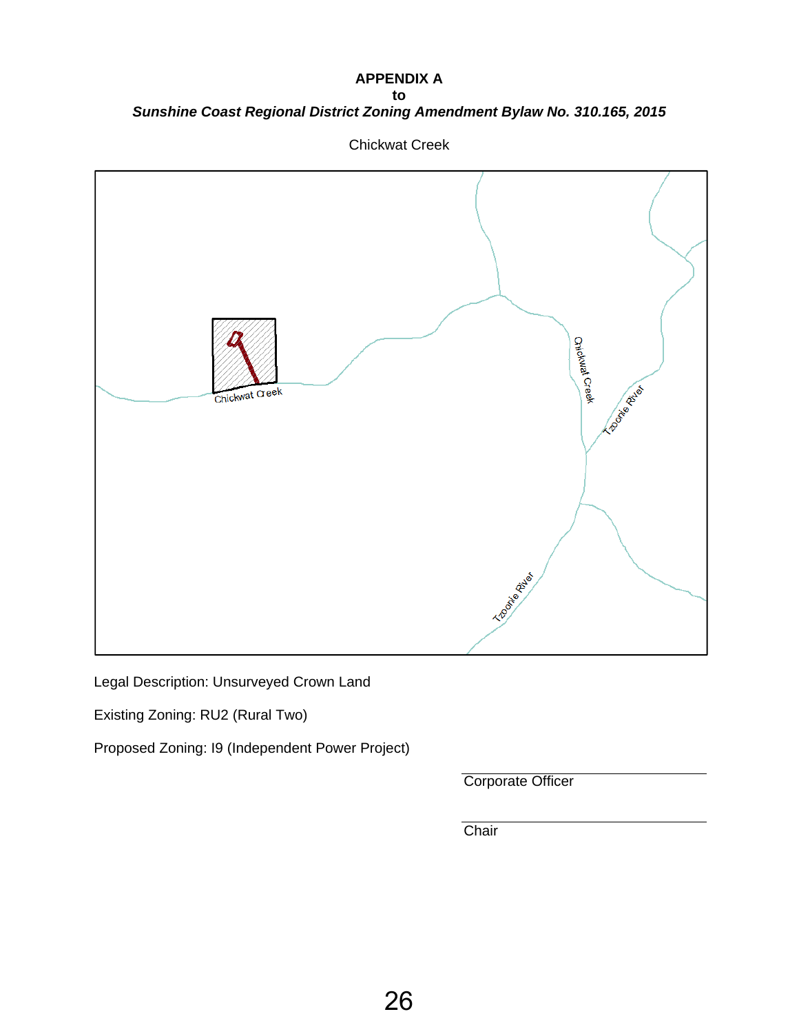**APPENDIX A**
**to**
***Sunshine Coast Regional District Zoning Amendment Bylaw No. 310.165, 2015***

Chickwat Creek

Legal Description: Unsurveyed Crown Land

Existing Zoning: RU2 (Rural Two)

Proposed Zoning: I9 (Independent Power Project)

Corporate Officer

Chair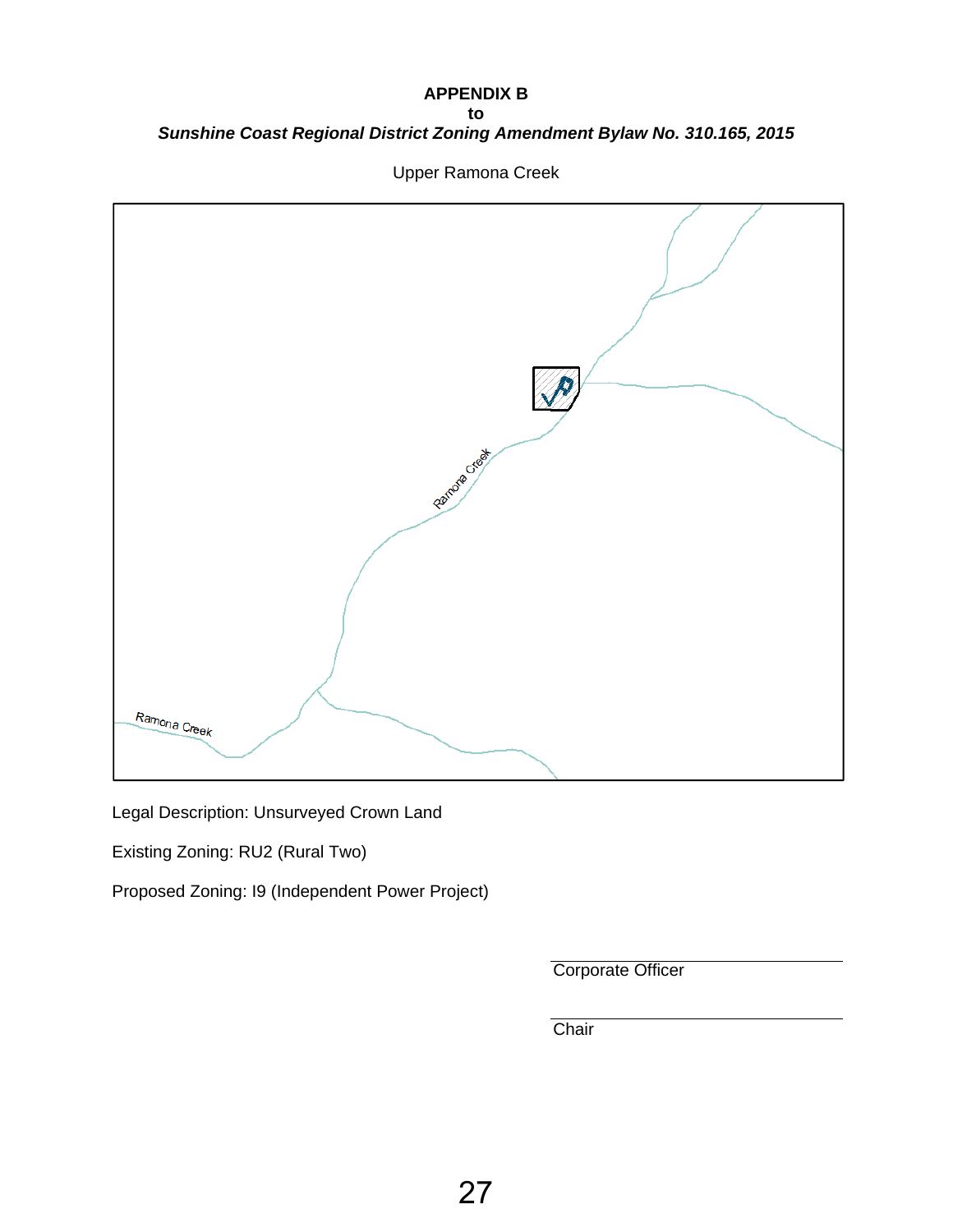**APPENDIX B**
**to**
***Sunshine Coast Regional District Zoning Amendment Bylaw No. 310.165, 2015***

Upper Ramona Creek

Legal Description: Unsurveyed Crown Land

Existing Zoning: RU2 (Rural Two)

Proposed Zoning: I9 (Independent Power Project)

Corporate Officer

Chair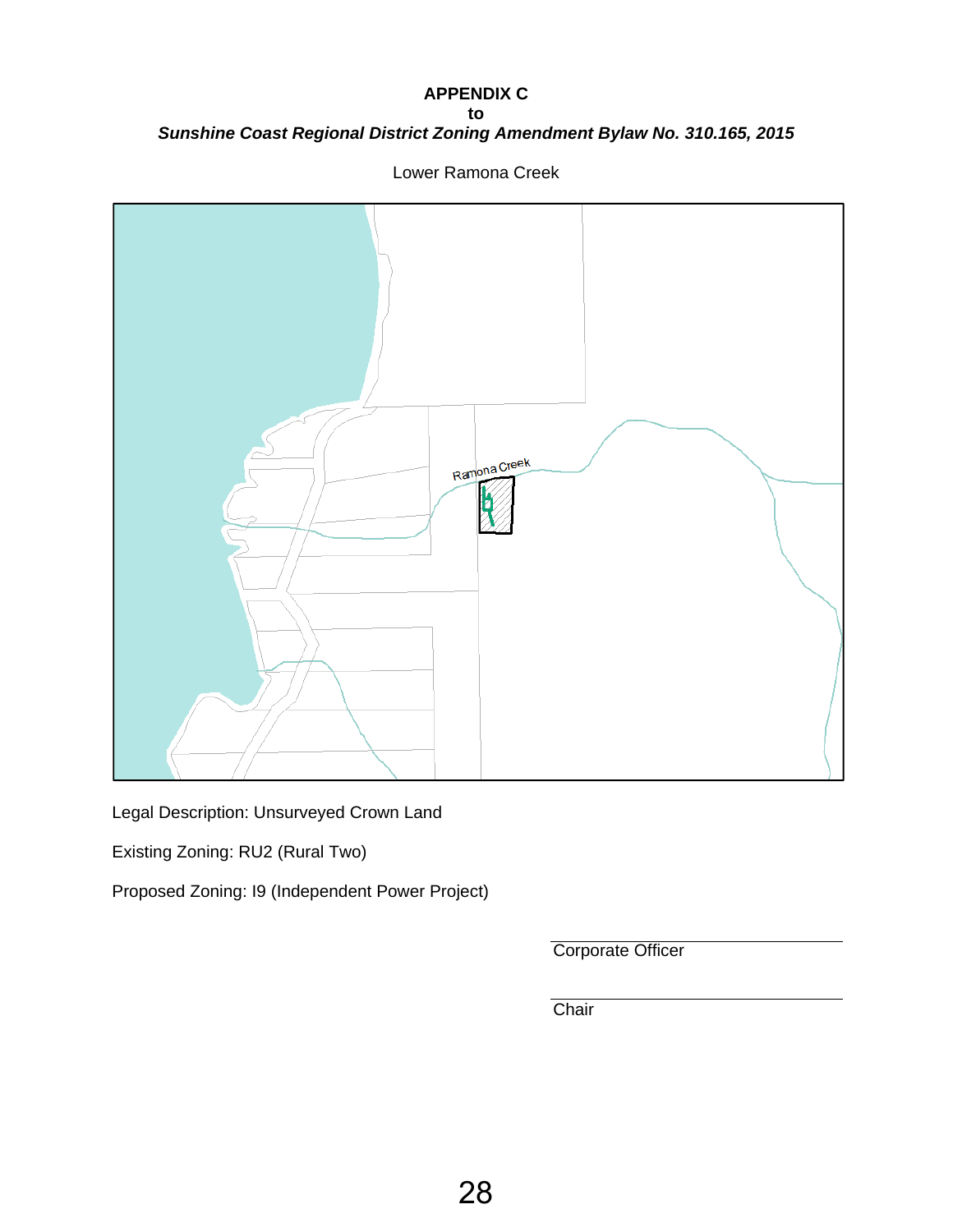**APPENDIX C**
**to**
***Sunshine Coast Regional District Zoning Amendment Bylaw No. 310.165, 2015***

Lower Ramona Creek

Ramona Creek

Legal Description: Unsurveyed Crown Land

Existing Zoning: RU2 (Rural Two)

Proposed Zoning: I9 (Independent Power Project)

Corporate Officer

Chair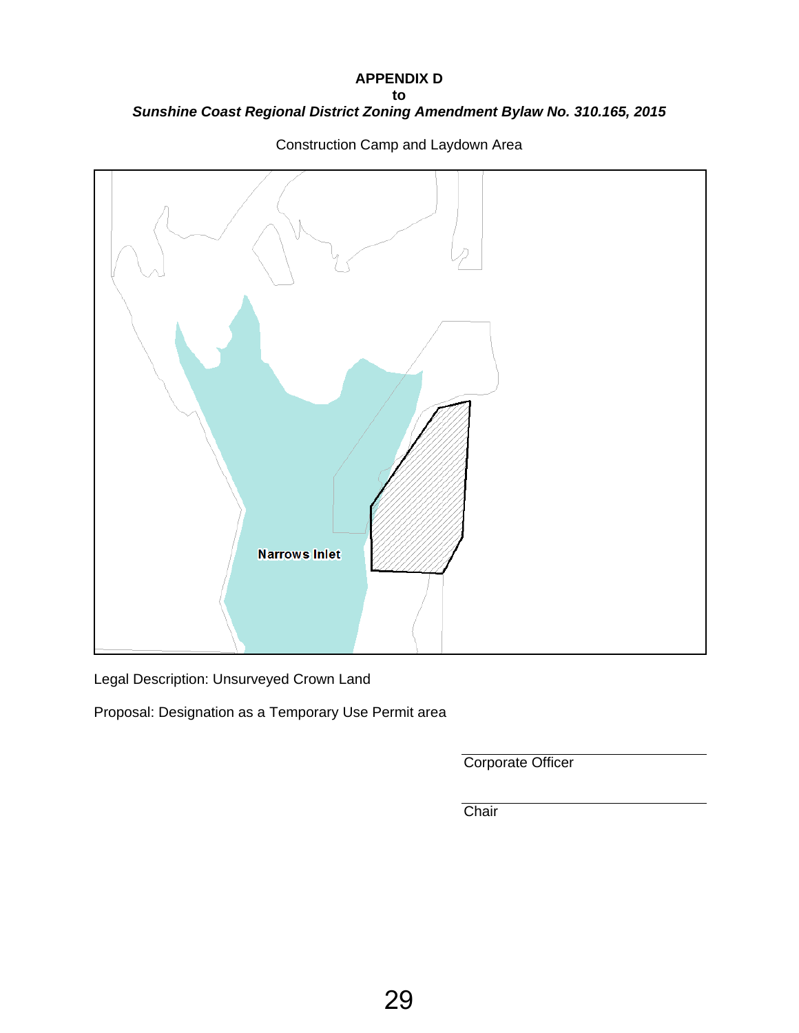**APPENDIX D**
**to**
***Sunshine Coast Regional District Zoning Amendment Bylaw No. 310.165, 2015***

Construction Camp and Laydown Area

Narrows Inlet

Legal Description: Unsurveyed Crown Land

Proposal: Designation as a Temporary Use Permit area

Corporate Officer

Chair